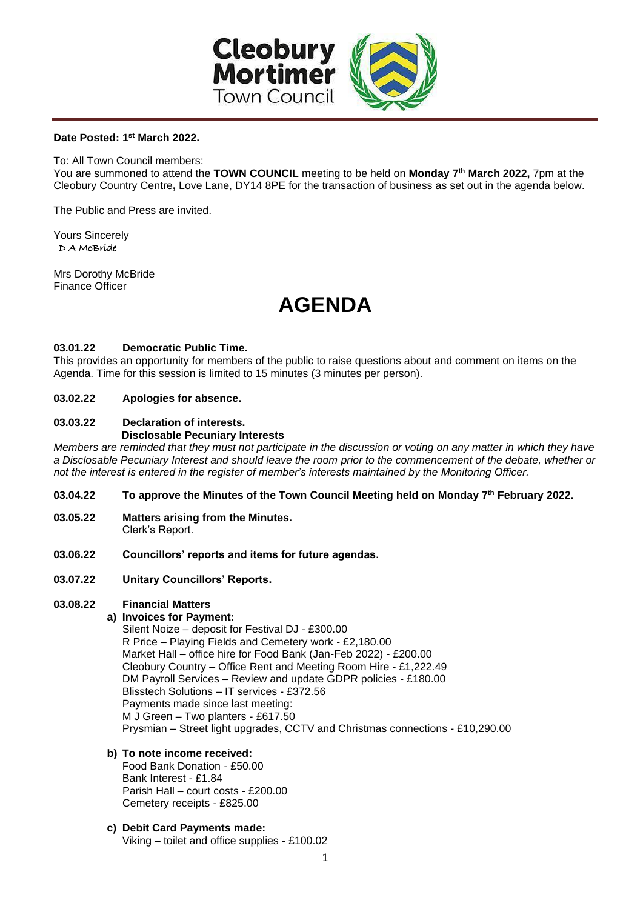# Cleobury Mortimer Town Council

**Date Posted: 1st March 2022.**

To: All Town Council members:
You are summoned to attend the **TOWN COUNCIL** meeting to be held on **Monday 7th March 2022,** 7pm at the Cleobury Country Centre**,** Love Lane, DY14 8PE for the transaction of business as set out in the agenda below.

The Public and Press are invited.

Yours Sincerely
D A McBride

Mrs Dorothy McBride
Finance Officer

# AGENDA

**03.01.22 Democratic Public Time.**
This provides an opportunity for members of the public to raise questions about and comment on items on the Agenda. Time for this session is limited to 15 minutes (3 minutes per person).

**03.02.22 Apologies for absence.**

**03.03.22 Declaration of interests.**
**Disclosable Pecuniary Interests**
*Members are reminded that they must not participate in the discussion or voting on any matter in which they have a Disclosable Pecuniary Interest and should leave the room prior to the commencement of the debate, whether or not the interest is entered in the register of member's interests maintained by the Monitoring Officer.*

**03.04.22 To approve the Minutes of the Town Council Meeting held on Monday 7th February 2022.**

**03.05.22 Matters arising from the Minutes.**
Clerk's Report.

**03.06.22 Councillors' reports and items for future agendas.**

**03.07.22 Unitary Councillors' Reports.**

**03.08.22 Financial Matters**

a) **Invoices for Payment:**
Silent Noize – deposit for Festival DJ - £300.00
R Price – Playing Fields and Cemetery work - £2,180.00
Market Hall – office hire for Food Bank (Jan-Feb 2022) - £200.00
Cleobury Country – Office Rent and Meeting Room Hire - £1,222.49
DM Payroll Services – Review and update GDPR policies - £180.00
Blisstech Solutions – IT services - £372.56
Payments made since last meeting:
M J Green – Two planters - £617.50
Prysmian – Street light upgrades, CCTV and Christmas connections - £10,290.00

b) **To note income received:**
Food Bank Donation - £50.00
Bank Interest - £1.84
Parish Hall – court costs - £200.00
Cemetery receipts - £825.00

c) **Debit Card Payments made:**
Viking – toilet and office supplies - £100.02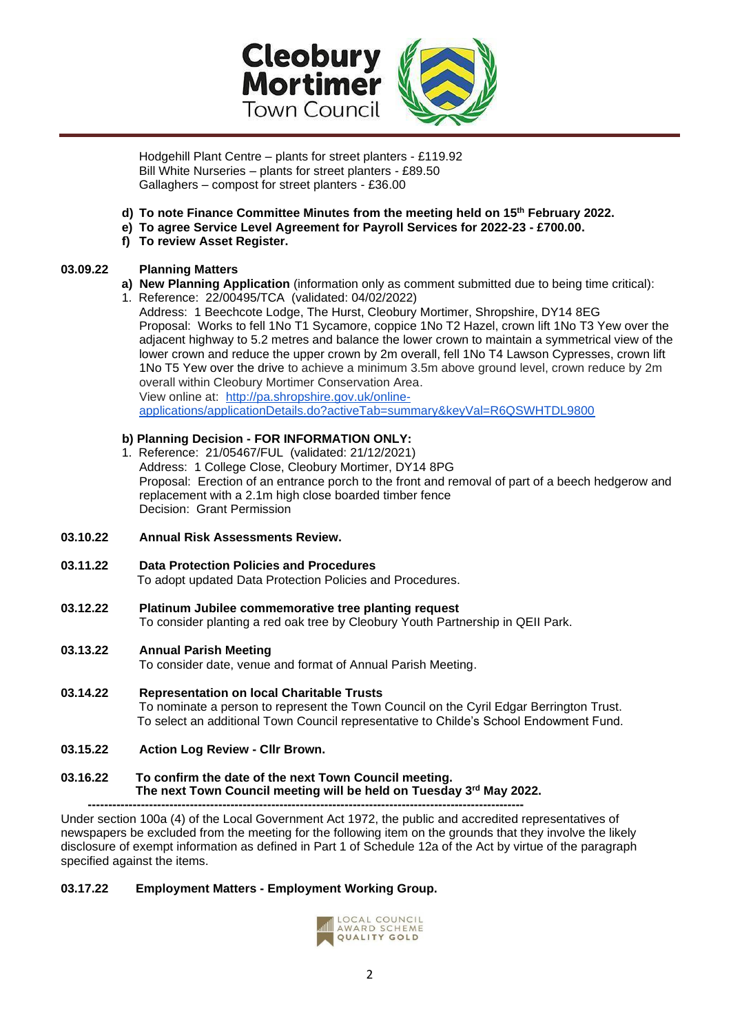Hodgehill Plant Centre – plants for street planters - £119.92
Bill White Nurseries – plants for street planters - £89.50
Gallaghers – compost for street planters - £36.00

**d) To note Finance Committee Minutes from the meeting held on 15th February 2022.**
**e) To agree Service Level Agreement for Payroll Services for 2022-23 - £700.00.**
**f) To review Asset Register.**

**03.09.22 Planning Matters**

**a) New Planning Application** (information only as comment submitted due to being time critical):

1. Reference: 22/00495/TCA (validated: 04/02/2022)
   Address: 1 Beechcote Lodge, The Hurst, Cleobury Mortimer, Shropshire, DY14 8EG
   Proposal: Works to fell 1No T1 Sycamore, coppice 1No T2 Hazel, crown lift 1No T3 Yew over the adjacent highway to 5.2 metres and balance the lower crown to maintain a symmetrical view of the lower crown and reduce the upper crown by 2m overall, fell 1No T4 Lawson Cypresses, crown lift 1No T5 Yew over the drive to achieve a minimum 3.5m above ground level, crown reduce by 2m overall within Cleobury Mortimer Conservation Area.
   View online at: http://pa.shropshire.gov.uk/online-applications/applicationDetails.do?activeTab=summary&keyVal=R6QSWHTDL9800

**b) Planning Decision - FOR INFORMATION ONLY:**

1. Reference: 21/05467/FUL (validated: 21/12/2021)
   Address: 1 College Close, Cleobury Mortimer, DY14 8PG
   Proposal: Erection of an entrance porch to the front and removal of part of a beech hedgerow and replacement with a 2.1m high close boarded timber fence
   Decision: Grant Permission

**03.10.22 Annual Risk Assessments Review.**

**03.11.22 Data Protection Policies and Procedures**
To adopt updated Data Protection Policies and Procedures.

**03.12.22 Platinum Jubilee commemorative tree planting request**
To consider planting a red oak tree by Cleobury Youth Partnership in QEII Park.

**03.13.22 Annual Parish Meeting**
To consider date, venue and format of Annual Parish Meeting.

**03.14.22 Representation on local Charitable Trusts**
To nominate a person to represent the Town Council on the Cyril Edgar Berrington Trust.
To select an additional Town Council representative to Childe's School Endowment Fund.

**03.15.22 Action Log Review - Cllr Brown.**

**03.16.22 To confirm the date of the next Town Council meeting.**
**The next Town Council meeting will be held on Tuesday 3rd May 2022.**

---

Under section 100a (4) of the Local Government Act 1972, the public and accredited representatives of newspapers be excluded from the meeting for the following item on the grounds that they involve the likely disclosure of exempt information as defined in Part 1 of Schedule 12a of the Act by virtue of the paragraph specified against the items.

**03.17.22 Employment Matters - Employment Working Group.**